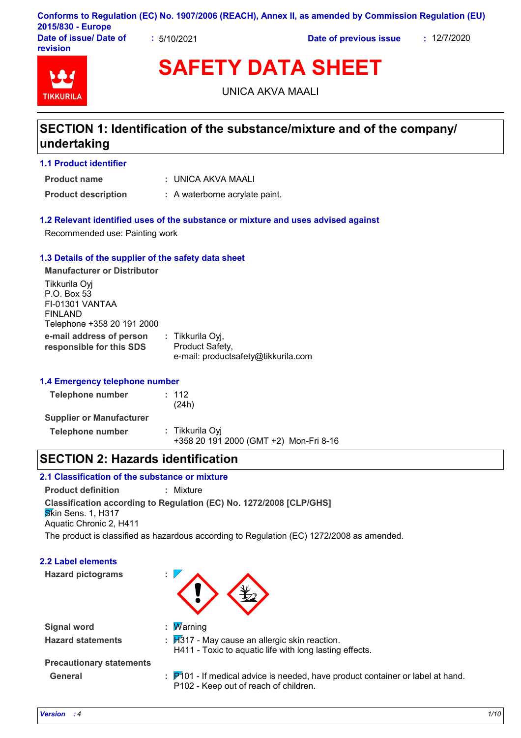Conforms to Regulation (EC) No. 1907/2006 (REACH), Annex II, as amended by Commission Regulation (EU) 2015/830 - Europe

**Date of issue/ Date of revision** : 5/10/2021 **Date of previous issue** : 12/7/2020

TIKKURILA

# SAFETY DATA SHEET

UNICA AKVA MAALI

## SECTION 1: Identification of the substance/mixture and of the company/ undertaking

### 1.1 Product identifier

**Product name** : UNICA AKVA MAALI

**Product description** : A waterborne acrylate paint.

### 1.2 Relevant identified uses of the substance or mixture and uses advised against

Recommended use: Painting work

### 1.3 Details of the supplier of the safety data sheet

**Manufacturer or Distributor**

Tikkurila Oyj
P.O. Box 53
FI-01301 VANTAA
FINLAND
Telephone +358 20 191 2000

**e-mail address of person responsible for this SDS** : Tikkurila Oyj, Product Safety, e-mail: productsafety@tikkurila.com

### 1.4 Emergency telephone number

**Telephone number** : 112 (24h)

**Supplier or Manufacturer**

**Telephone number** : Tikkurila Oyj +358 20 191 2000 (GMT +2) Mon-Fri 8-16

## SECTION 2: Hazards identification

### 2.1 Classification of the substance or mixture

**Product definition** : Mixture

**Classification according to Regulation (EC) No. 1272/2008 [CLP/GHS]**

Skin Sens. 1, H317
Aquatic Chronic 2, H411

The product is classified as hazardous according to Regulation (EC) 1272/2008 as amended.

### 2.2 Label elements

**Hazard pictograms** :

**Signal word** : Warning

**Hazard statements** : H317 - May cause an allergic skin reaction.
H411 - Toxic to aquatic life with long lasting effects.

**Precautionary statements**

**General** : P101 - If medical advice is needed, have product container or label at hand.
P102 - Keep out of reach of children.

*Version : 4*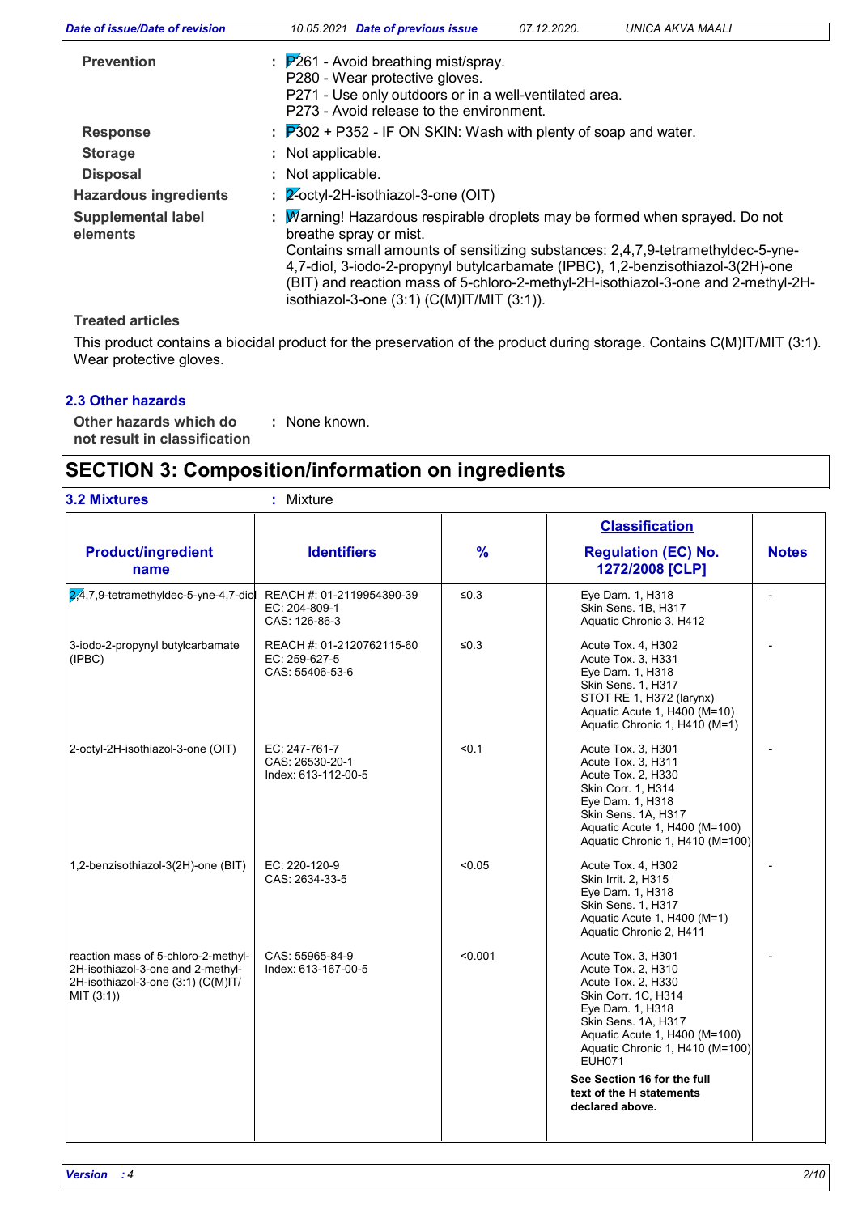**Prevention** : P261 - Avoid breathing mist/spray.
P280 - Wear protective gloves.
P271 - Use only outdoors or in a well-ventilated area.
P273 - Avoid release to the environment.

**Response** : P302 + P352 - IF ON SKIN: Wash with plenty of soap and water.

**Storage** : Not applicable.

**Disposal** : Not applicable.

**Hazardous ingredients** : 2-octyl-2H-isothiazol-3-one (OIT)

**Supplemental label elements** : Warning! Hazardous respirable droplets may be formed when sprayed. Do not breathe spray or mist.
Contains small amounts of sensitizing substances: 2,4,7,9-tetramethyldec-5-yne-4,7-diol, 3-iodo-2-propynyl butylcarbamate (IPBC), 1,2-benzisothiazol-3(2H)-one (BIT) and reaction mass of 5-chloro-2-methyl-2H-isothiazol-3-one and 2-methyl-2H-isothiazol-3-one (3:1) (C(M)IT/MIT (3:1)).

**Treated articles**

This product contains a biocidal product for the preservation of the product during storage. Contains C(M)IT/MIT (3:1). Wear protective gloves.

### 2.3 Other hazards

**Other hazards which do not result in classification** : None known.

## SECTION 3: Composition/information on ingredients

### 3.2 Mixtures : Mixture

| Product/ingredient name | Identifiers | % | Classification Regulation (EC) No. 1272/2008 [CLP] | Notes |
|---|---|---|---|---|
| 2,4,7,9-tetramethyldec-5-yne-4,7-diol | REACH #: 01-2119954390-39<br>EC: 204-809-1<br>CAS: 126-86-3 | ≤0.3 | Eye Dam. 1, H318<br>Skin Sens. 1B, H317<br>Aquatic Chronic 3, H412 | - |
| 3-iodo-2-propynyl butylcarbamate (IPBC) | REACH #: 01-2120762115-60<br>EC: 259-627-5<br>CAS: 55406-53-6 | ≤0.3 | Acute Tox. 4, H302<br>Acute Tox. 3, H331<br>Eye Dam. 1, H318<br>Skin Sens. 1, H317<br>STOT RE 1, H372 (larynx)<br>Aquatic Acute 1, H400 (M=10)<br>Aquatic Chronic 1, H410 (M=1) | - |
| 2-octyl-2H-isothiazol-3-one (OIT) | EC: 247-761-7<br>CAS: 26530-20-1<br>Index: 613-112-00-5 | <0.1 | Acute Tox. 3, H301<br>Acute Tox. 3, H311<br>Acute Tox. 2, H330<br>Skin Corr. 1, H314<br>Eye Dam. 1, H318<br>Skin Sens. 1A, H317<br>Aquatic Acute 1, H400 (M=100)<br>Aquatic Chronic 1, H410 (M=100) | - |
| 1,2-benzisothiazol-3(2H)-one (BIT) | EC: 220-120-9<br>CAS: 2634-33-5 | <0.05 | Acute Tox. 4, H302<br>Skin Irrit. 2, H315<br>Eye Dam. 1, H318<br>Skin Sens. 1, H317<br>Aquatic Acute 1, H400 (M=1)<br>Aquatic Chronic 2, H411 | - |
| reaction mass of 5-chloro-2-methyl-2H-isothiazol-3-one and 2-methyl-2H-isothiazol-3-one (3:1) (C(M)IT/MIT (3:1)) | CAS: 55965-84-9<br>Index: 613-167-00-5 | <0.001 | Acute Tox. 3, H301<br>Acute Tox. 2, H310<br>Acute Tox. 2, H330<br>Skin Corr. 1C, H314<br>Eye Dam. 1, H318<br>Skin Sens. 1A, H317<br>Aquatic Acute 1, H400 (M=100)<br>Aquatic Chronic 1, H410 (M=100)<br>EUH071<br>**See Section 16 for the full text of the H statements declared above.** | - |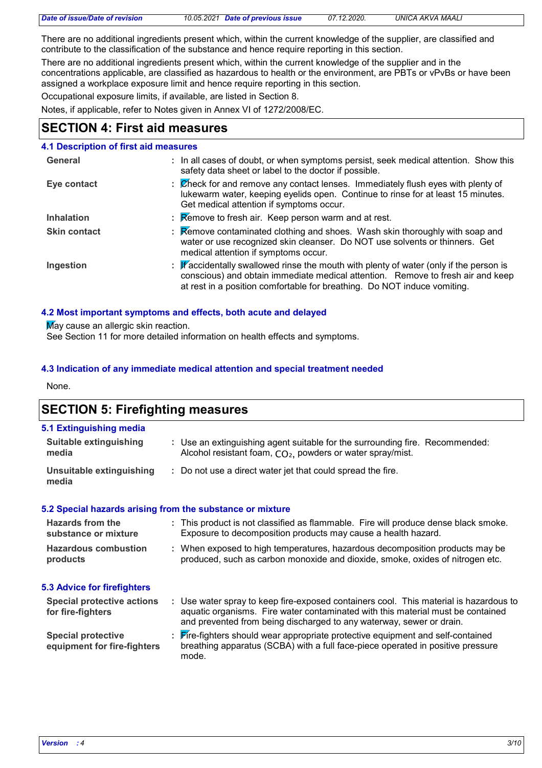There are no additional ingredients present which, within the current knowledge of the supplier, are classified and contribute to the classification of the substance and hence require reporting in this section.

There are no additional ingredients present which, within the current knowledge of the supplier and in the concentrations applicable, are classified as hazardous to health or the environment, are PBTs or vPvBs or have been assigned a workplace exposure limit and hence require reporting in this section.

Occupational exposure limits, if available, are listed in Section 8.

Notes, if applicable, refer to Notes given in Annex VI of 1272/2008/EC.

## SECTION 4: First aid measures

### 4.1 Description of first aid measures

| | |
|---|---|
| **General** | : In all cases of doubt, or when symptoms persist, seek medical attention. Show this safety data sheet or label to the doctor if possible. |
| **Eye contact** | : Check for and remove any contact lenses. Immediately flush eyes with plenty of lukewarm water, keeping eyelids open. Continue to rinse for at least 15 minutes. Get medical attention if symptoms occur. |
| **Inhalation** | : Remove to fresh air. Keep person warm and at rest. |
| **Skin contact** | : Remove contaminated clothing and shoes. Wash skin thoroughly with soap and water or use recognized skin cleanser. Do NOT use solvents or thinners. Get medical attention if symptoms occur. |
| **Ingestion** | : If accidentally swallowed rinse the mouth with plenty of water (only if the person is conscious) and obtain immediate medical attention. Remove to fresh air and keep at rest in a position comfortable for breathing. Do NOT induce vomiting. |

### 4.2 Most important symptoms and effects, both acute and delayed

May cause an allergic skin reaction.
See Section 11 for more detailed information on health effects and symptoms.

### 4.3 Indication of any immediate medical attention and special treatment needed

None.

## SECTION 5: Firefighting measures

### 5.1 Extinguishing media

| | |
|---|---|
| **Suitable extinguishing media** | : Use an extinguishing agent suitable for the surrounding fire. Recommended: Alcohol resistant foam, $CO_2$, powders or water spray/mist. |
| **Unsuitable extinguishing media** | : Do not use a direct water jet that could spread the fire. |

### 5.2 Special hazards arising from the substance or mixture

| | |
|---|---|
| **Hazards from the substance or mixture** | : This product is not classified as flammable. Fire will produce dense black smoke. Exposure to decomposition products may cause a health hazard. |
| **Hazardous combustion products** | : When exposed to high temperatures, hazardous decomposition products may be produced, such as carbon monoxide and dioxide, smoke, oxides of nitrogen etc. |

### 5.3 Advice for firefighters

| | |
|---|---|
| **Special protective actions for fire-fighters** | : Use water spray to keep fire-exposed containers cool. This material is hazardous to aquatic organisms. Fire water contaminated with this material must be contained and prevented from being discharged to any waterway, sewer or drain. |
| **Special protective equipment for fire-fighters** | : Fire-fighters should wear appropriate protective equipment and self-contained breathing apparatus (SCBA) with a full face-piece operated in positive pressure mode. |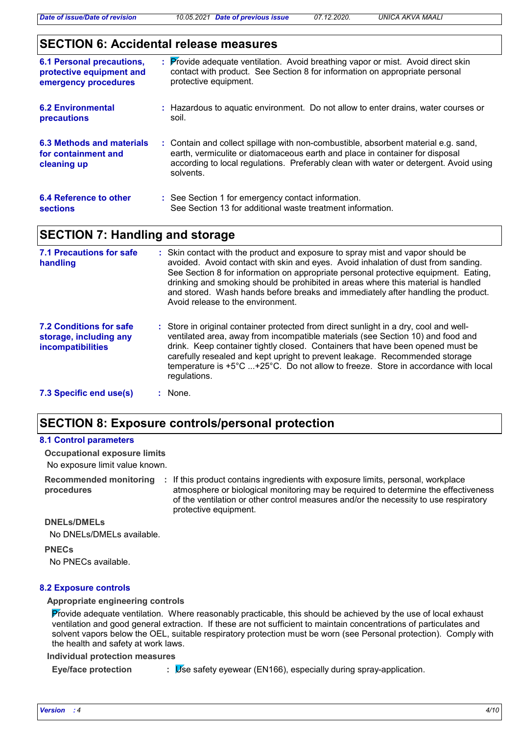## SECTION 6: Accidental release measures

**6.1 Personal precautions, protective equipment and emergency procedures** : Provide adequate ventilation. Avoid breathing vapor or mist. Avoid direct skin contact with product. See Section 8 for information on appropriate personal protective equipment.

**6.2 Environmental precautions** : Hazardous to aquatic environment. Do not allow to enter drains, water courses or soil.

**6.3 Methods and materials for containment and cleaning up** : Contain and collect spillage with non-combustible, absorbent material e.g. sand, earth, vermiculite or diatomaceous earth and place in container for disposal according to local regulations. Preferably clean with water or detergent. Avoid using solvents.

**6.4 Reference to other sections** : See Section 1 for emergency contact information.
See Section 13 for additional waste treatment information.

## SECTION 7: Handling and storage

**7.1 Precautions for safe handling** : Skin contact with the product and exposure to spray mist and vapor should be avoided. Avoid contact with skin and eyes. Avoid inhalation of dust from sanding. See Section 8 for information on appropriate personal protective equipment. Eating, drinking and smoking should be prohibited in areas where this material is handled and stored. Wash hands before breaks and immediately after handling the product. Avoid release to the environment.

**7.2 Conditions for safe storage, including any incompatibilities** : Store in original container protected from direct sunlight in a dry, cool and well-ventilated area, away from incompatible materials (see Section 10) and food and drink. Keep container tightly closed. Containers that have been opened must be carefully resealed and kept upright to prevent leakage. Recommended storage temperature is +5°C ...+25°C. Do not allow to freeze. Store in accordance with local regulations.

**7.3 Specific end use(s)** : None.

## SECTION 8: Exposure controls/personal protection

### 8.1 Control parameters

**Occupational exposure limits**

No exposure limit value known.

**Recommended monitoring procedures** : If this product contains ingredients with exposure limits, personal, workplace atmosphere or biological monitoring may be required to determine the effectiveness of the ventilation or other control measures and/or the necessity to use respiratory protective equipment.

**DNELs/DMELs**

No DNELs/DMELs available.

**PNECs**

No PNECs available.

### 8.2 Exposure controls

**Appropriate engineering controls**

Provide adequate ventilation. Where reasonably practicable, this should be achieved by the use of local exhaust ventilation and good general extraction. If these are not sufficient to maintain concentrations of particulates and solvent vapors below the OEL, suitable respiratory protection must be worn (see Personal protection). Comply with the health and safety at work laws.

**Individual protection measures**

**Eye/face protection** : Use safety eyewear (EN166), especially during spray-application.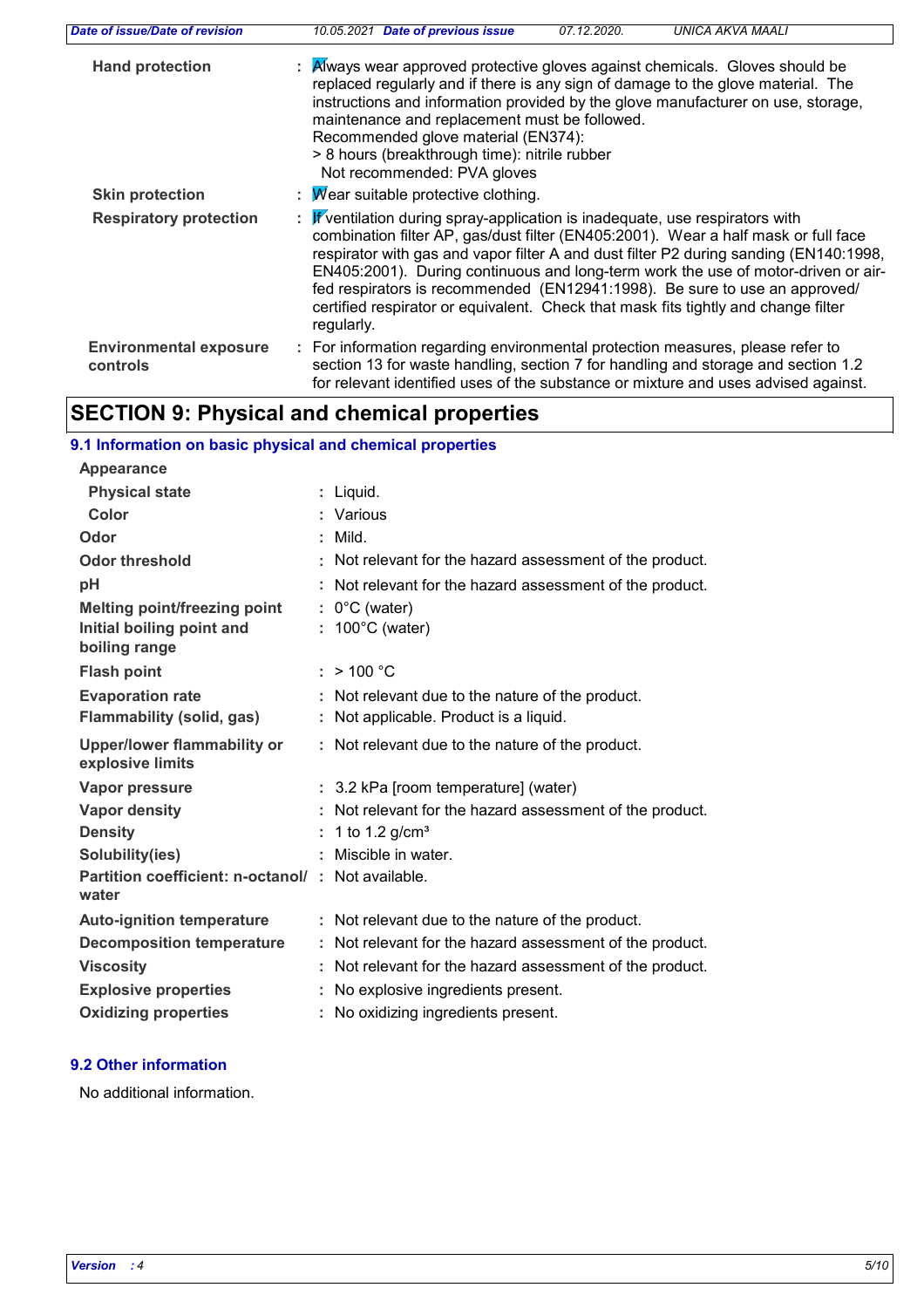| | |
|---|---|
| **Hand protection** | : Always wear approved protective gloves against chemicals. Gloves should be replaced regularly and if there is any sign of damage to the glove material. The instructions and information provided by the glove manufacturer on use, storage, maintenance and replacement must be followed.<br>Recommended glove material (EN374):<br>> 8 hours (breakthrough time): nitrile rubber<br>Not recommended: PVA gloves |
| **Skin protection** | : Wear suitable protective clothing. |
| **Respiratory protection** | : If ventilation during spray-application is inadequate, use respirators with combination filter AP, gas/dust filter (EN405:2001). Wear a half mask or full face respirator with gas and vapor filter A and dust filter P2 during sanding (EN140:1998, EN405:2001). During continuous and long-term work the use of motor-driven or air-fed respirators is recommended (EN12941:1998). Be sure to use an approved/ certified respirator or equivalent. Check that mask fits tightly and change filter regularly. |
| **Environmental exposure controls** | : For information regarding environmental protection measures, please refer to section 13 for waste handling, section 7 for handling and storage and section 1.2 for relevant identified uses of the substance or mixture and uses advised against. |

# SECTION 9: Physical and chemical properties

## 9.1 Information on basic physical and chemical properties

**Appearance**

| | |
|---|---|
| **Physical state** | : Liquid. |
| **Color** | : Various |
| **Odor** | : Mild. |
| **Odor threshold** | : Not relevant for the hazard assessment of the product. |
| **pH** | : Not relevant for the hazard assessment of the product. |
| **Melting point/freezing point** | : 0°C (water) |
| **Initial boiling point and boiling range** | : 100°C (water) |
| **Flash point** | : > 100 °C |
| **Evaporation rate** | : Not relevant due to the nature of the product. |
| **Flammability (solid, gas)** | : Not applicable. Product is a liquid. |
| **Upper/lower flammability or explosive limits** | : Not relevant due to the nature of the product. |
| **Vapor pressure** | : 3.2 kPa [room temperature] (water) |
| **Vapor density** | : Not relevant for the hazard assessment of the product. |
| **Density** | : 1 to 1.2 g/cm³ |
| **Solubility(ies)** | : Miscible in water. |
| **Partition coefficient: n-octanol/ water** | : Not available. |
| **Auto-ignition temperature** | : Not relevant due to the nature of the product. |
| **Decomposition temperature** | : Not relevant for the hazard assessment of the product. |
| **Viscosity** | : Not relevant for the hazard assessment of the product. |
| **Explosive properties** | : No explosive ingredients present. |
| **Oxidizing properties** | : No oxidizing ingredients present. |

## 9.2 Other information

No additional information.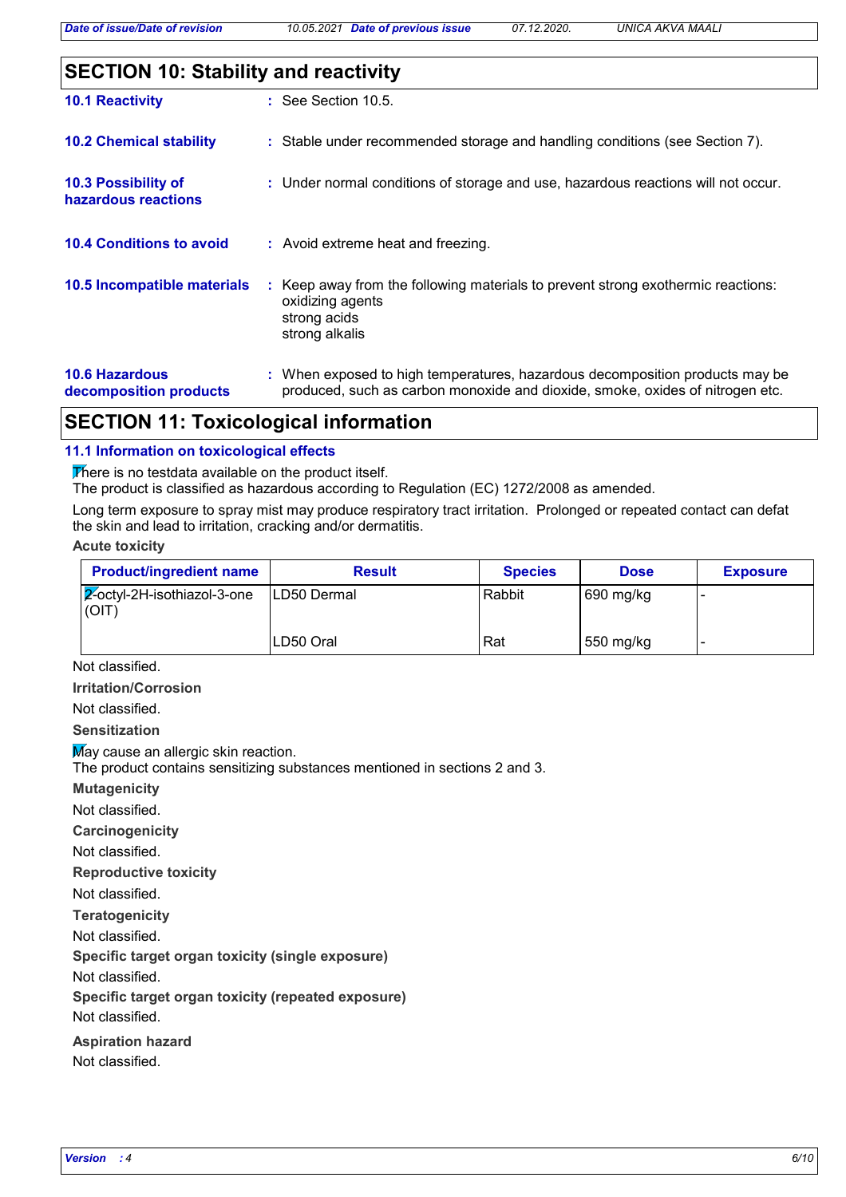## SECTION 10: Stability and reactivity

**10.1 Reactivity** : See Section 10.5.

**10.2 Chemical stability** : Stable under recommended storage and handling conditions (see Section 7).

**10.3 Possibility of hazardous reactions** : Under normal conditions of storage and use, hazardous reactions will not occur.

**10.4 Conditions to avoid** : Avoid extreme heat and freezing.

**10.5 Incompatible materials** : Keep away from the following materials to prevent strong exothermic reactions:
oxidizing agents
strong acids
strong alkalis

**10.6 Hazardous decomposition products** : When exposed to high temperatures, hazardous decomposition products may be produced, such as carbon monoxide and dioxide, smoke, oxides of nitrogen etc.

## SECTION 11: Toxicological information

### 11.1 Information on toxicological effects

There is no testdata available on the product itself.
The product is classified as hazardous according to Regulation (EC) 1272/2008 as amended.

Long term exposure to spray mist may produce respiratory tract irritation. Prolonged or repeated contact can defat the skin and lead to irritation, cracking and/or dermatitis.

**Acute toxicity**

| Product/ingredient name | Result | Species | Dose | Exposure |
|---|---|---|---|---|
| 2-octyl-2H-isothiazol-3-one (OIT) | LD50 Dermal | Rabbit | 690 mg/kg | - |
| | LD50 Oral | Rat | 550 mg/kg | - |

Not classified.

**Irritation/Corrosion**

Not classified.

**Sensitization**

May cause an allergic skin reaction.
The product contains sensitizing substances mentioned in sections 2 and 3.

**Mutagenicity**

Not classified.

**Carcinogenicity**

Not classified.

**Reproductive toxicity**

Not classified.

**Teratogenicity**

Not classified.

**Specific target organ toxicity (single exposure)**

Not classified.

**Specific target organ toxicity (repeated exposure)**

Not classified.

**Aspiration hazard**

Not classified.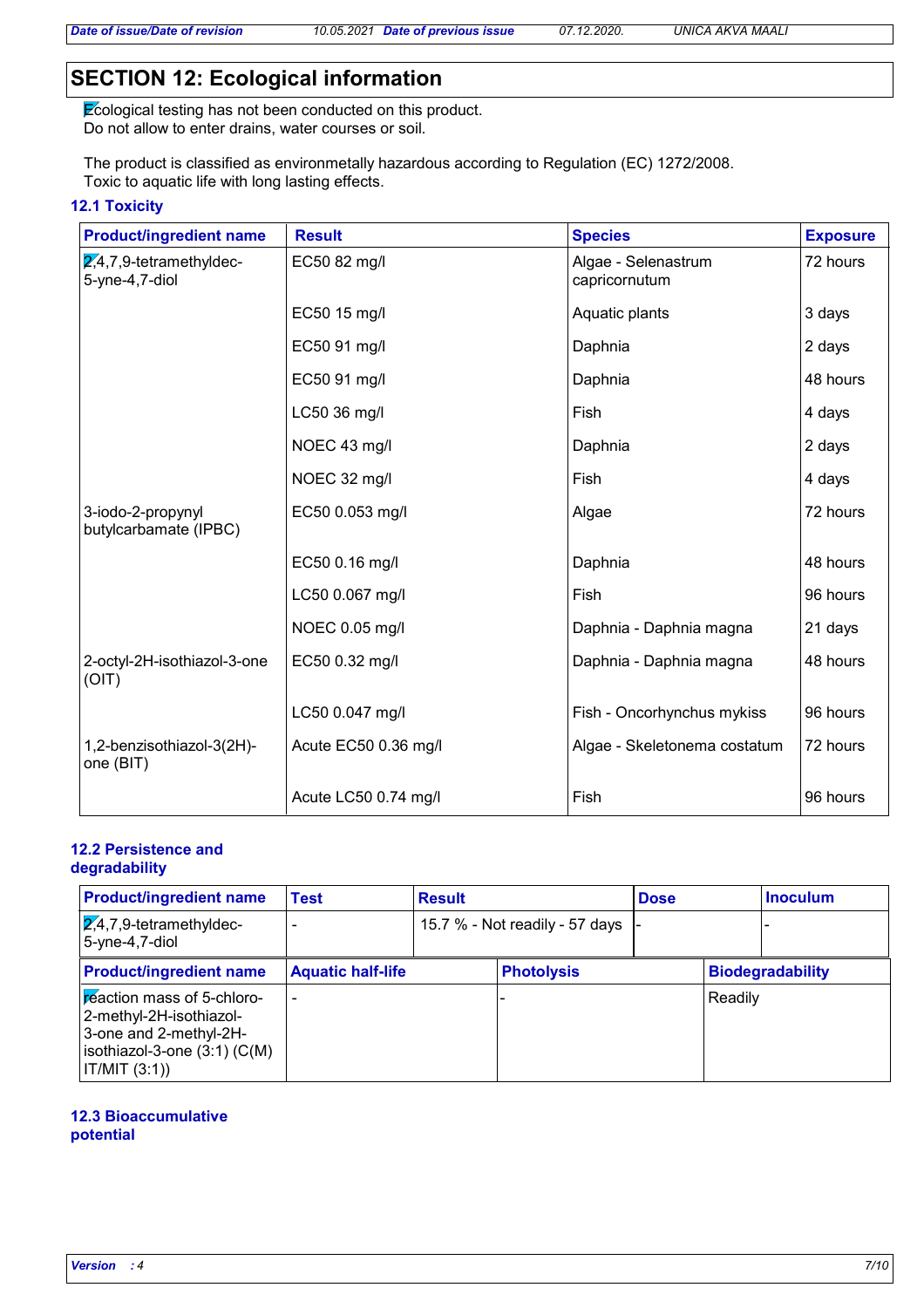## SECTION 12: Ecological information

Ecological testing has not been conducted on this product.
Do not allow to enter drains, water courses or soil.

The product is classified as environmetally hazardous according to Regulation (EC) 1272/2008.
Toxic to aquatic life with long lasting effects.

### 12.1 Toxicity

| Product/ingredient name | Result | Species | Exposure |
|---|---|---|---|
| 2,4,7,9-tetramethyldec-5-yne-4,7-diol | EC50 82 mg/l | Algae - Selenastrum capricornutum | 72 hours |
| | EC50 15 mg/l | Aquatic plants | 3 days |
| | EC50 91 mg/l | Daphnia | 2 days |
| | EC50 91 mg/l | Daphnia | 48 hours |
| | LC50 36 mg/l | Fish | 4 days |
| | NOEC 43 mg/l | Daphnia | 2 days |
| | NOEC 32 mg/l | Fish | 4 days |
| 3-iodo-2-propynyl butylcarbamate (IPBC) | EC50 0.053 mg/l | Algae | 72 hours |
| | EC50 0.16 mg/l | Daphnia | 48 hours |
| | LC50 0.067 mg/l | Fish | 96 hours |
| | NOEC 0.05 mg/l | Daphnia - Daphnia magna | 21 days |
| 2-octyl-2H-isothiazol-3-one (OIT) | EC50 0.32 mg/l | Daphnia - Daphnia magna | 48 hours |
| | LC50 0.047 mg/l | Fish - Oncorhynchus mykiss | 96 hours |
| 1,2-benzisothiazol-3(2H)-one (BIT) | Acute EC50 0.36 mg/l | Algae - Skeletonema costatum | 72 hours |
| | Acute LC50 0.74 mg/l | Fish | 96 hours |

### 12.2 Persistence and degradability

| Product/ingredient name | Test | Result | Dose | Inoculum |
|---|---|---|---|---|
| 2,4,7,9-tetramethyldec-5-yne-4,7-diol | - | 15.7 % - Not readily - 57 days | - | - |

| Product/ingredient name | Aquatic half-life | Photolysis | Biodegradability |
|---|---|---|---|
| reaction mass of 5-chloro-2-methyl-2H-isothiazol-3-one and 2-methyl-2H-isothiazol-3-one (3:1) (C(M) IT/MIT (3:1)) | - | - | Readily |

### 12.3 Bioaccumulative potential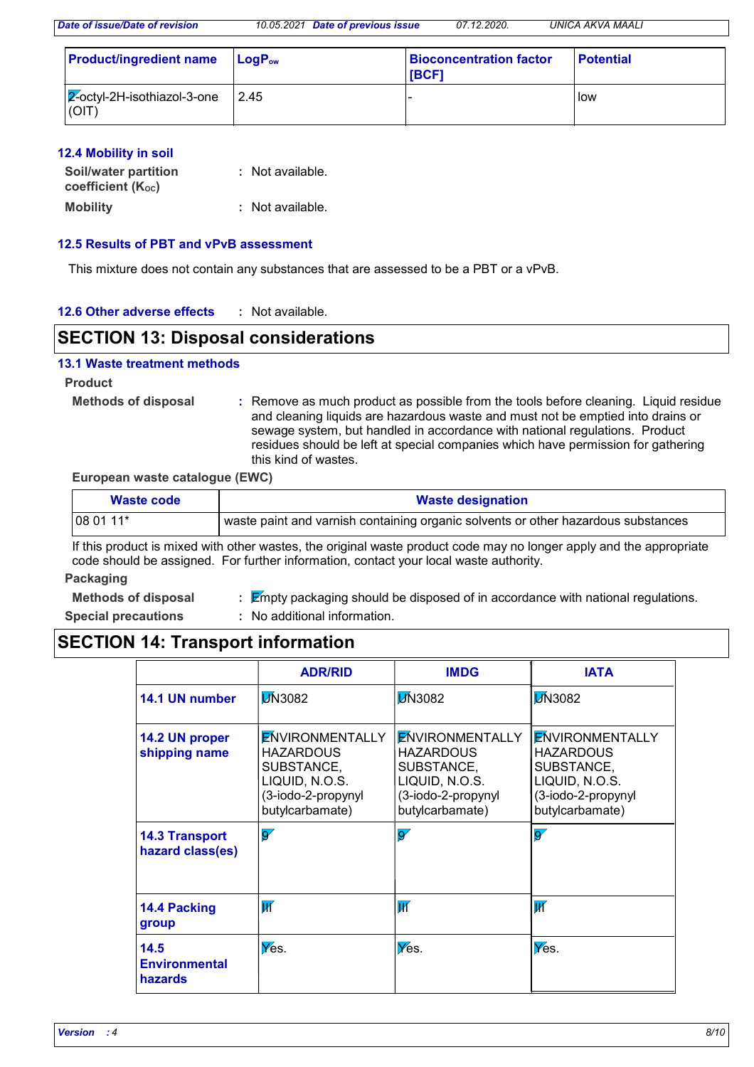| Product/ingredient name | $LogP_{ow}$ | Bioconcentration factor [BCF] | Potential |
| --- | --- | --- | --- |
| 2-octyl-2H-isothiazol-3-one (OIT) | 2.45 | - | low |

### 12.4 Mobility in soil

**Soil/water partition coefficient ($K_{OC}$)** : Not available.

**Mobility** : Not available.

### 12.5 Results of PBT and vPvB assessment

This mixture does not contain any substances that are assessed to be a PBT or a vPvB.

### 12.6 Other adverse effects

: Not available.

## SECTION 13: Disposal considerations

### 13.1 Waste treatment methods

**Product**

**Methods of disposal** : Remove as much product as possible from the tools before cleaning. Liquid residue and cleaning liquids are hazardous waste and must not be emptied into drains or sewage system, but handled in accordance with national regulations. Product residues should be left at special companies which have permission for gathering this kind of wastes.

**European waste catalogue (EWC)**

| Waste code | Waste designation |
| --- | --- |
| 08 01 11* | waste paint and varnish containing organic solvents or other hazardous substances |

If this product is mixed with other wastes, the original waste product code may no longer apply and the appropriate code should be assigned. For further information, contact your local waste authority.

**Packaging**

**Methods of disposal** : Empty packaging should be disposed of in accordance with national regulations.

**Special precautions** : No additional information.

## SECTION 14: Transport information

| | ADR/RID | IMDG | IATA |
| --- | --- | --- | --- |
| **14.1 UN number** | UN3082 | UN3082 | UN3082 |
| **14.2 UN proper shipping name** | ENVIRONMENTALLY HAZARDOUS SUBSTANCE, LIQUID, N.O.S. (3-iodo-2-propynyl butylcarbamate) | ENVIRONMENTALLY HAZARDOUS SUBSTANCE, LIQUID, N.O.S. (3-iodo-2-propynyl butylcarbamate) | ENVIRONMENTALLY HAZARDOUS SUBSTANCE, LIQUID, N.O.S. (3-iodo-2-propynyl butylcarbamate) |
| **14.3 Transport hazard class(es)** | 9 | 9 | 9 |
| **14.4 Packing group** | III | III | III |
| **14.5 Environmental hazards** | Yes. | Yes. | Yes. |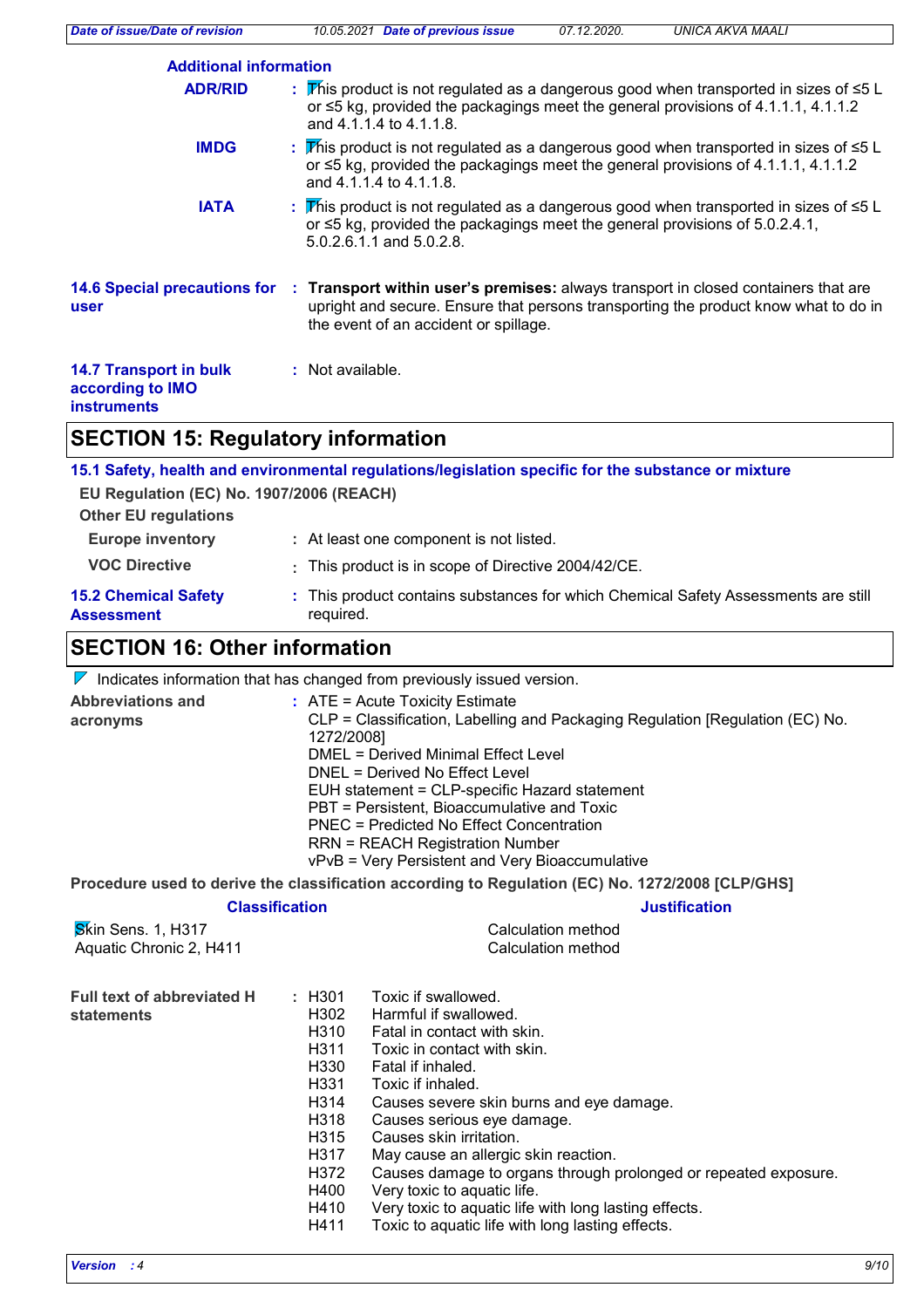**Additional information**

**ADR/RID** : This product is not regulated as a dangerous good when transported in sizes of ≤5 L or ≤5 kg, provided the packagings meet the general provisions of 4.1.1.1, 4.1.1.2 and 4.1.1.4 to 4.1.1.8.

**IMDG** : This product is not regulated as a dangerous good when transported in sizes of ≤5 L or ≤5 kg, provided the packagings meet the general provisions of 4.1.1.1, 4.1.1.2 and 4.1.1.4 to 4.1.1.8.

**IATA** : This product is not regulated as a dangerous good when transported in sizes of ≤5 L or ≤5 kg, provided the packagings meet the general provisions of 5.0.2.4.1, 5.0.2.6.1.1 and 5.0.2.8.

**14.6 Special precautions for user** : **Transport within user's premises:** always transport in closed containers that are upright and secure. Ensure that persons transporting the product know what to do in the event of an accident or spillage.

**14.7 Transport in bulk according to IMO instruments** : Not available.

## SECTION 15: Regulatory information

**15.1 Safety, health and environmental regulations/legislation specific for the substance or mixture**

**EU Regulation (EC) No. 1907/2006 (REACH)**

**Other EU regulations**

**Europe inventory** : At least one component is not listed.

**VOC Directive** : This product is in scope of Directive 2004/42/CE.

**15.2 Chemical Safety Assessment** : This product contains substances for which Chemical Safety Assessments are still required.

## SECTION 16: Other information

Indicates information that has changed from previously issued version.

**Abbreviations and acronyms** :
ATE = Acute Toxicity Estimate
CLP = Classification, Labelling and Packaging Regulation [Regulation (EC) No. 1272/2008]
DMEL = Derived Minimal Effect Level
DNEL = Derived No Effect Level
EUH statement = CLP-specific Hazard statement
PBT = Persistent, Bioaccumulative and Toxic
PNEC = Predicted No Effect Concentration
RRN = REACH Registration Number
vPvB = Very Persistent and Very Bioaccumulative

**Procedure used to derive the classification according to Regulation (EC) No. 1272/2008 [CLP/GHS]**

| Classification | Justification |
|---|---|
| Skin Sens. 1, H317 | Calculation method |
| Aquatic Chronic 2, H411 | Calculation method |

**Full text of abbreviated H statements** :

| | |
|---|---|
| H301 | Toxic if swallowed. |
| H302 | Harmful if swallowed. |
| H310 | Fatal in contact with skin. |
| H311 | Toxic in contact with skin. |
| H330 | Fatal if inhaled. |
| H331 | Toxic if inhaled. |
| H314 | Causes severe skin burns and eye damage. |
| H318 | Causes serious eye damage. |
| H315 | Causes skin irritation. |
| H317 | May cause an allergic skin reaction. |
| H372 | Causes damage to organs through prolonged or repeated exposure. |
| H400 | Very toxic to aquatic life. |
| H410 | Very toxic to aquatic life with long lasting effects. |
| H411 | Toxic to aquatic life with long lasting effects. |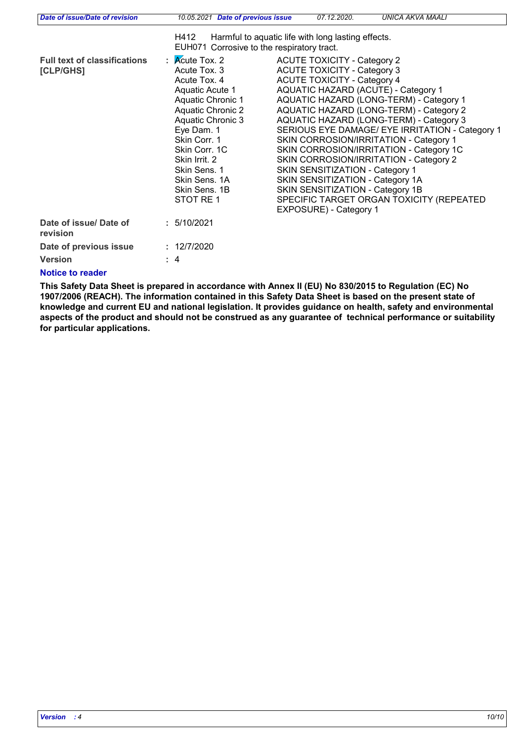H412 Harmful to aquatic life with long lasting effects.
EUH071 Corrosive to the respiratory tract.

| | | |
|---|---|---|
| **Full text of classifications [CLP/GHS]** | Acute Tox. 2 | ACUTE TOXICITY - Category 2 |
| | Acute Tox. 3 | ACUTE TOXICITY - Category 3 |
| | Acute Tox. 4 | ACUTE TOXICITY - Category 4 |
| | Aquatic Acute 1 | AQUATIC HAZARD (ACUTE) - Category 1 |
| | Aquatic Chronic 1 | AQUATIC HAZARD (LONG-TERM) - Category 1 |
| | Aquatic Chronic 2 | AQUATIC HAZARD (LONG-TERM) - Category 2 |
| | Aquatic Chronic 3 | AQUATIC HAZARD (LONG-TERM) - Category 3 |
| | Eye Dam. 1 | SERIOUS EYE DAMAGE/ EYE IRRITATION - Category 1 |
| | Skin Corr. 1 | SKIN CORROSION/IRRITATION - Category 1 |
| | Skin Corr. 1C | SKIN CORROSION/IRRITATION - Category 1C |
| | Skin Irrit. 2 | SKIN CORROSION/IRRITATION - Category 2 |
| | Skin Sens. 1 | SKIN SENSITIZATION - Category 1 |
| | Skin Sens. 1A | SKIN SENSITIZATION - Category 1A |
| | Skin Sens. 1B | SKIN SENSITIZATION - Category 1B |
| | STOT RE 1 | SPECIFIC TARGET ORGAN TOXICITY (REPEATED EXPOSURE) - Category 1 |

**Date of issue/ Date of revision** : 5/10/2021

**Date of previous issue** : 12/7/2020

**Version** : 4

## Notice to reader

**This Safety Data Sheet is prepared in accordance with Annex II (EU) No 830/2015 to Regulation (EC) No 1907/2006 (REACH). The information contained in this Safety Data Sheet is based on the present state of knowledge and current EU and national legislation. It provides guidance on health, safety and environmental aspects of the product and should not be construed as any guarantee of technical performance or suitability for particular applications.**